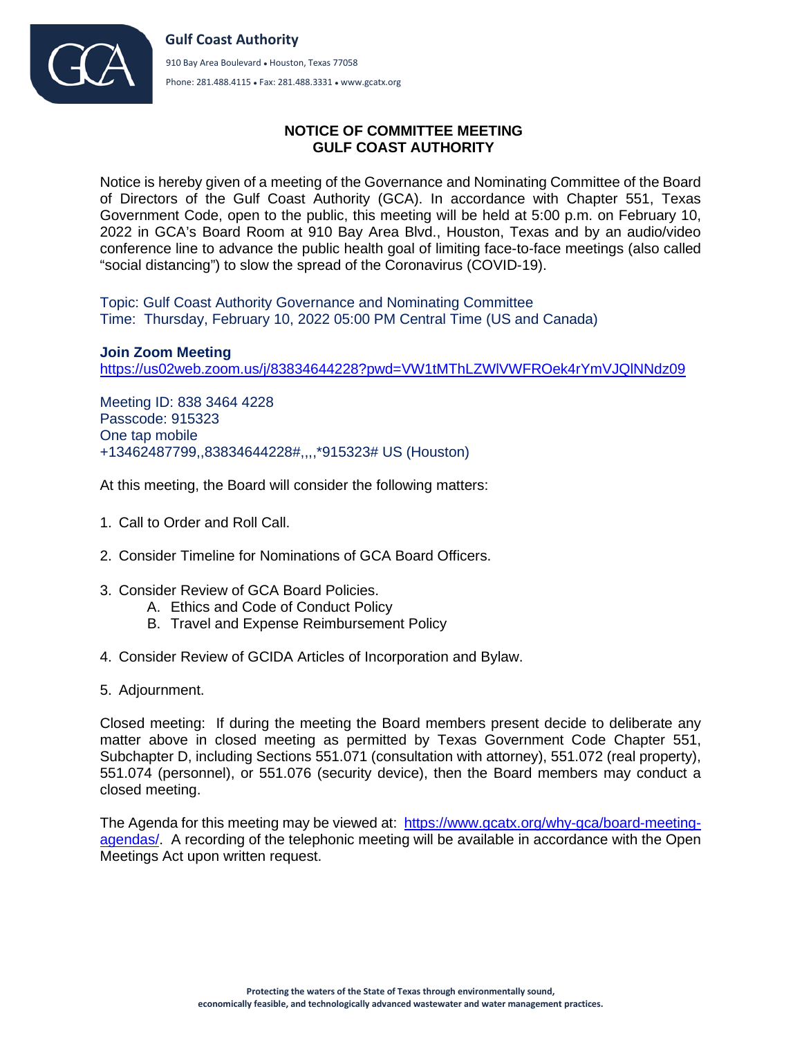**Gulf Coast Authority**

910 Bay Area Boulevard • Houston, Texas 77058

Phone: 281.488.4115 • Fax: 281.488.3331 • www.gcatx.org

# NOTICE OF COMMITTEE MEETING
# GULF COAST AUTHORITY

Notice is hereby given of a meeting of the Governance and Nominating Committee of the Board of Directors of the Gulf Coast Authority (GCA). In accordance with Chapter 551, Texas Government Code, open to the public, this meeting will be held at 5:00 p.m. on February 10, 2022 in GCA's Board Room at 910 Bay Area Blvd., Houston, Texas and by an audio/video conference line to advance the public health goal of limiting face-to-face meetings (also called "social distancing") to slow the spread of the Coronavirus (COVID-19).

Topic: Gulf Coast Authority Governance and Nominating Committee
Time: Thursday, February 10, 2022 05:00 PM Central Time (US and Canada)

**Join Zoom Meeting**
https://us02web.zoom.us/j/83834644228?pwd=VW1tMThLZWlVWFROek4rYmVJQlNNdz09

Meeting ID: 838 3464 4228
Passcode: 915323
One tap mobile
+13462487799,,83834644228#,,,,*915323# US (Houston)

At this meeting, the Board will consider the following matters:

1. Call to Order and Roll Call.

2. Consider Timeline for Nominations of GCA Board Officers.

3. Consider Review of GCA Board Policies.
   A. Ethics and Code of Conduct Policy
   B. Travel and Expense Reimbursement Policy

4. Consider Review of GCIDA Articles of Incorporation and Bylaw.

5. Adjournment.

Closed meeting: If during the meeting the Board members present decide to deliberate any matter above in closed meeting as permitted by Texas Government Code Chapter 551, Subchapter D, including Sections 551.071 (consultation with attorney), 551.072 (real property), 551.074 (personnel), or 551.076 (security device), then the Board members may conduct a closed meeting.

The Agenda for this meeting may be viewed at: https://www.gcatx.org/why-gca/board-meeting-agendas/. A recording of the telephonic meeting will be available in accordance with the Open Meetings Act upon written request.

**Protecting the waters of the State of Texas through environmentally sound, economically feasible, and technologically advanced wastewater and water management practices.**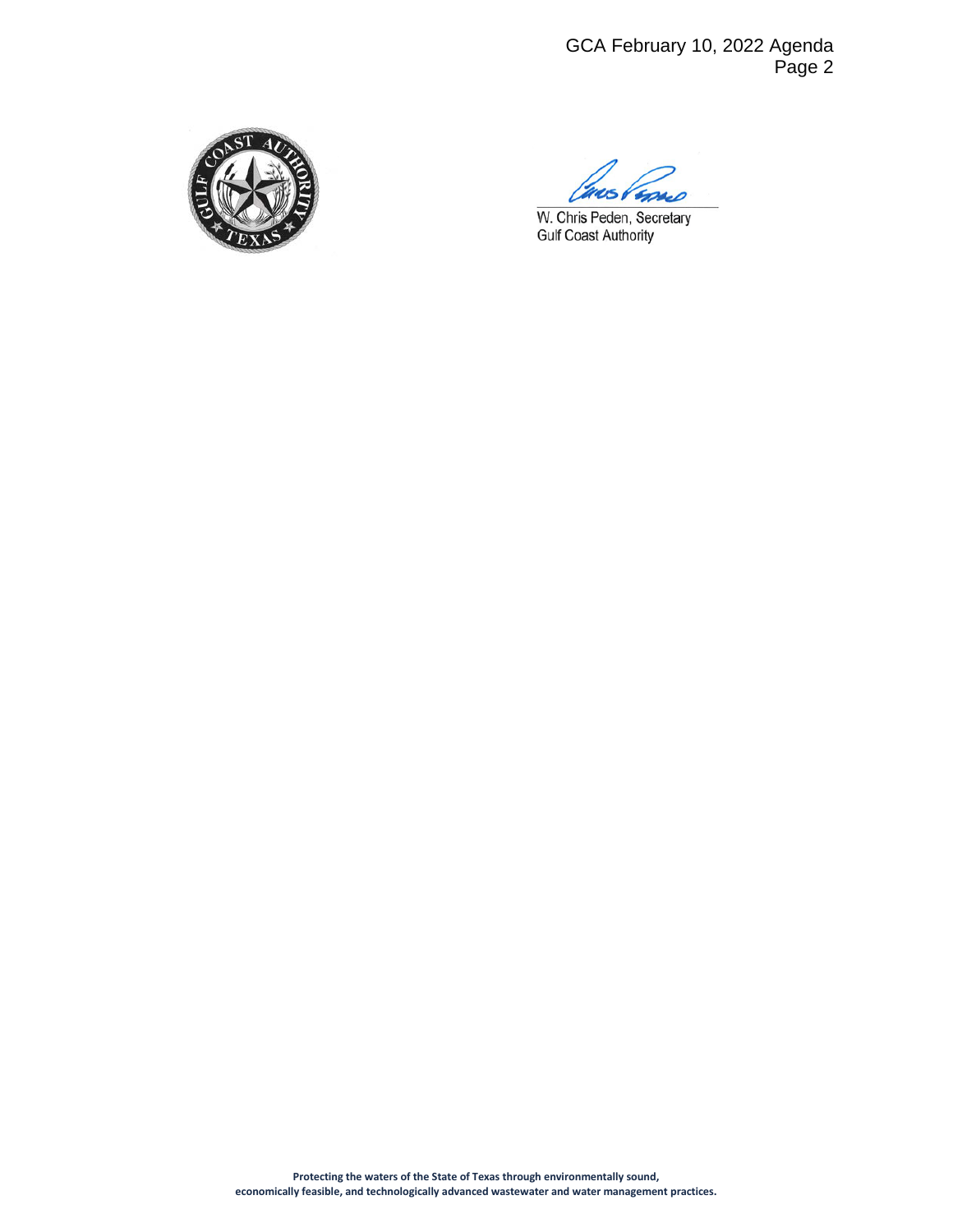W. Chris Peden, Secretary
Gulf Coast Authority

**Protecting the waters of the State of Texas through environmentally sound, economically feasible, and technologically advanced wastewater and water management practices.**